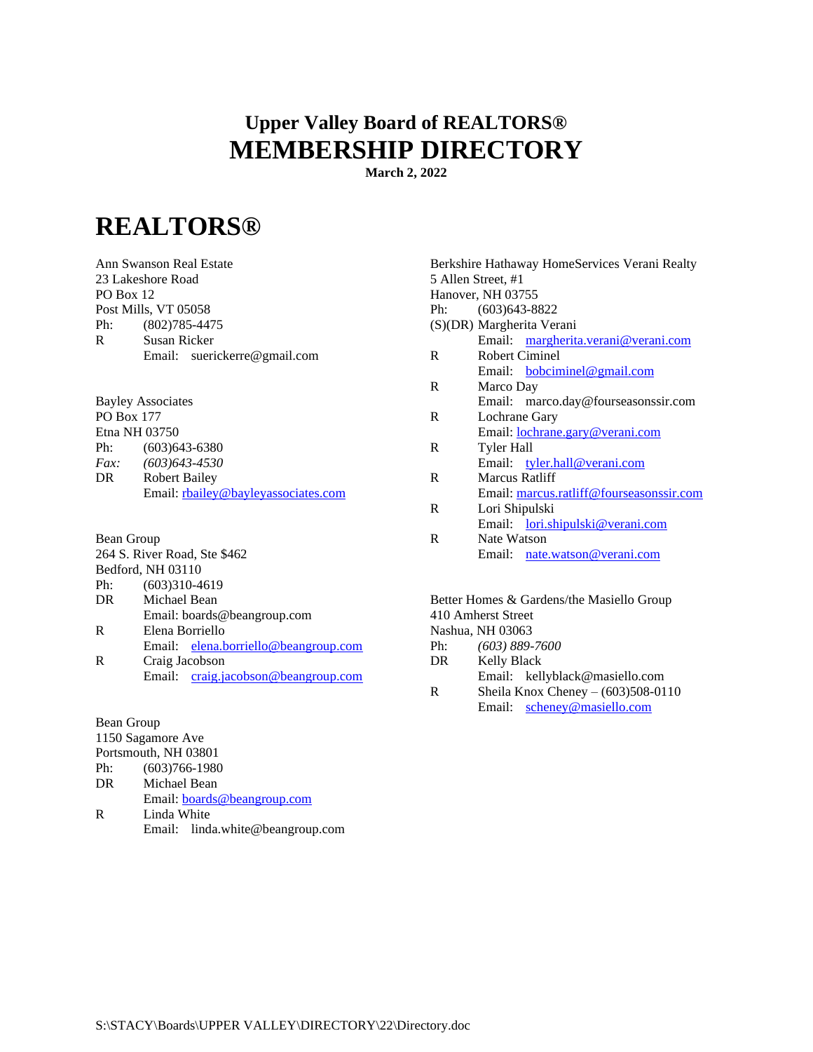# Upper Valley Board of REALTORS®
# MEMBERSHIP DIRECTORY

**March 2, 2022**

# REALTORS®

Ann Swanson Real Estate
23 Lakeshore Road
PO Box 12
Post Mills, VT 05058
Ph: (802)785-4475
R Susan Ricker
Email: suerickerre@gmail.com

Bayley Associates
PO Box 177
Etna NH 03750
Ph: (603)643-6380
*Fax: (603)643-4530*
DR Robert Bailey
Email: rbailey@bayleyassociates.com

Bean Group
264 S. River Road, Ste $462
Bedford, NH 03110
Ph: (603)310-4619
DR Michael Bean
Email: boards@beangroup.com
R Elena Borriello
Email: elena.borriello@beangroup.com
R Craig Jacobson
Email: craig.jacobson@beangroup.com

Bean Group
1150 Sagamore Ave
Portsmouth, NH 03801
Ph: (603)766-1980
DR Michael Bean
Email: boards@beangroup.com
R Linda White
Email: linda.white@beangroup.com

Berkshire Hathaway HomeServices Verani Realty
5 Allen Street, #1
Hanover, NH 03755
Ph: (603)643-8822
(S)(DR) Margherita Verani
Email: margherita.verani@verani.com
R Robert Ciminel
Email: bobciminel@gmail.com
R Marco Day
Email: marco.day@fourseasonssir.com
R Lochrane Gary
Email: lochrane.gary@verani.com
R Tyler Hall
Email: tyler.hall@verani.com
R Marcus Ratliff
Email: marcus.ratliff@fourseasonssir.com
R Lori Shipulski
Email: lori.shipulski@verani.com
R Nate Watson
Email: nate.watson@verani.com

Better Homes & Gardens/the Masiello Group
410 Amherst Street
Nashua, NH 03063
Ph: *(603) 889-7600*
DR Kelly Black
Email: kellyblack@masiello.com
R Sheila Knox Cheney – (603)508-0110
Email: scheney@masiello.com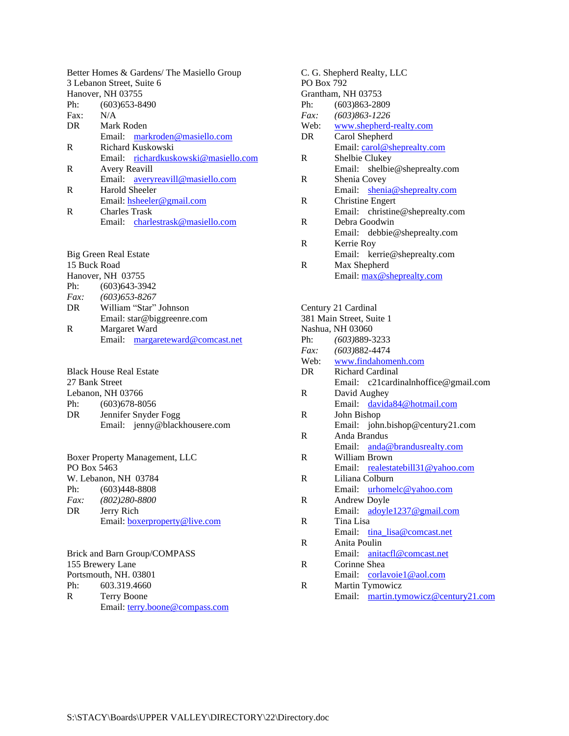Better Homes & Gardens/ The Masiello Group
3 Lebanon Street, Suite 6
Hanover, NH 03755
Ph: (603)653-8490
Fax: N/A
DR Mark Roden
Email: markroden@masiello.com
R Richard Kuskowski
Email: richardkuskowski@masiello.com
R Avery Reavill
Email: averyreavill@masiello.com
R Harold Sheeler
Email: hsheeler@gmail.com
R Charles Trask
Email: charlestrask@masiello.com

Big Green Real Estate
15 Buck Road
Hanover, NH 03755
Ph: (603)643-3942
*Fax: (603)653-8267*
DR William "Star" Johnson
Email: star@biggreenre.com
R Margaret Ward
Email: margareteward@comcast.net

Black House Real Estate
27 Bank Street
Lebanon, NH 03766
Ph: (603)678-8056
DR Jennifer Snyder Fogg
Email: jenny@blackhousere.com

Boxer Property Management, LLC
PO Box 5463
W. Lebanon, NH 03784
Ph: (603)448-8808
*Fax: (802)280-8800*
DR Jerry Rich
Email: boxerproperty@live.com

Brick and Barn Group/COMPASS
155 Brewery Lane
Portsmouth, NH. 03801
Ph: 603.319.4660
R Terry Boone
Email: terry.boone@compass.com

C. G. Shepherd Realty, LLC
PO Box 792
Grantham, NH 03753
Ph: (603)863-2809
*Fax: (603)863-1226*
Web: www.shepherd-realty.com
DR Carol Shepherd
Email: carol@sheprealty.com
R Shelbie Clukey
Email: shelbie@sheprealty.com
R Shenia Covey
Email: shenia@sheprealty.com
R Christine Engert
Email: christine@sheprealty.com
R Debra Goodwin
Email: debbie@sheprealty.com
R Kerrie Roy
Email: kerrie@sheprealty.com
R Max Shepherd
Email: max@sheprealty.com

Century 21 Cardinal
381 Main Street, Suite 1
Nashua, NH 03060
Ph: *(603)*889-3233
*Fax: (603)*882-4474
Web: www.findahomenh.com
DR Richard Cardinal
Email: c21cardinalnhoffice@gmail.com
R David Aughey
Email: davida84@hotmail.com
R John Bishop
Email: john.bishop@century21.com
R Anda Brandus
Email: anda@brandusrealty.com
R William Brown
Email: realestatebill31@yahoo.com
R Liliana Colburn
Email: urhomelc@yahoo.com
R Andrew Doyle
Email: adoyle1237@gmail.com
R Tina Lisa
Email: tina_lisa@comcast.net
R Anita Poulin
Email: anitacfl@comcast.net
R Corinne Shea
Email: corlavoie1@aol.com
R Martin Tymowicz
Email: martin.tymowicz@century21.com

S:\STACY\Boards\UPPER VALLEY\DIRECTORY\22\Directory.doc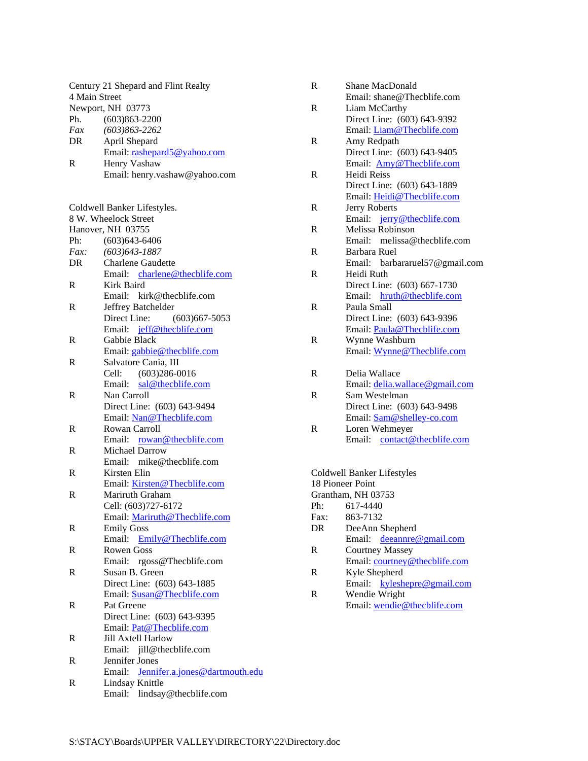Century 21 Shepard and Flint Realty
4 Main Street
Newport, NH 03773

Ph. (603)863-2200
*Fax (603)863-2262*

DR April Shepard
Email: rashepard5@yahoo.com

R Henry Vashaw
Email: henry.vashaw@yahoo.com

Coldwell Banker Lifestyles.
8 W. Wheelock Street
Hanover, NH 03755

Ph: (603)643-6406
*Fax: (603)643-1887*

DR Charlene Gaudette
Email: charlene@thecblife.com

R Kirk Baird
Email: kirk@thecblife.com

R Jeffrey Batchelder
Direct Line: (603)667-5053
Email: jeff@thecblife.com

R Gabbie Black
Email: gabbie@thecblife.com

R Salvatore Cania, III
Cell: (603)286-0016
Email: sal@thecblife.com

R Nan Carroll
Direct Line: (603) 643-9494
Email: Nan@Thecblife.com

R Rowan Carroll
Email: rowan@thecblife.com

R Michael Darrow
Email: mike@thecblife.com

R Kirsten Elin
Email: Kirsten@Thecblife.com

R Mariruth Graham
Cell: (603)727-6172
Email: Mariruth@Thecblife.com

R Emily Goss
Email: Emily@Thecblife.com

R Rowen Goss
Email: rgoss@Thecblife.com

R Susan B. Green
Direct Line: (603) 643-1885
Email: Susan@Thecblife.com

R Pat Greene
Direct Line: (603) 643-9395
Email: Pat@Thecblife.com

R Jill Axtell Harlow
Email: jill@thecblife.com

R Jennifer Jones
Email: Jennifer.a.jones@dartmouth.edu

R Lindsay Knittle
Email: lindsay@thecblife.com

R Shane MacDonald
Email: shane@Thecblife.com

R Liam McCarthy
Direct Line: (603) 643-9392
Email: Liam@Thecblife.com

R Amy Redpath
Direct Line: (603) 643-9405
Email: Amy@Thecblife.com

R Heidi Reiss
Direct Line: (603) 643-1889
Email: Heidi@Thecblife.com

R Jerry Roberts
Email: jerry@thecblife.com

R Melissa Robinson
Email: melissa@thecblife.com

R Barbara Ruel
Email: barbararuel57@gmail.com

R Heidi Ruth
Direct Line: (603) 667-1730
Email: hruth@thecblife.com

R Paula Small
Direct Line: (603) 643-9396
Email: Paula@Thecblife.com

R Wynne Washburn
Email: Wynne@Thecblife.com

R Delia Wallace
Email: delia.wallace@gmail.com

R Sam Westelman
Direct Line: (603) 643-9498
Email: Sam@shelley-co.com

R Loren Wehmeyer
Email: contact@thecblife.com

Coldwell Banker Lifestyles
18 Pioneer Point
Grantham, NH 03753

Ph: 617-4440
Fax: 863-7132

DR DeeAnn Shepherd
Email: deeannre@gmail.com

R Courtney Massey
Email: courtney@thecblife.com

R Kyle Shepherd
Email: kyleshepre@gmail.com

R Wendie Wright
Email: wendie@thecblife.com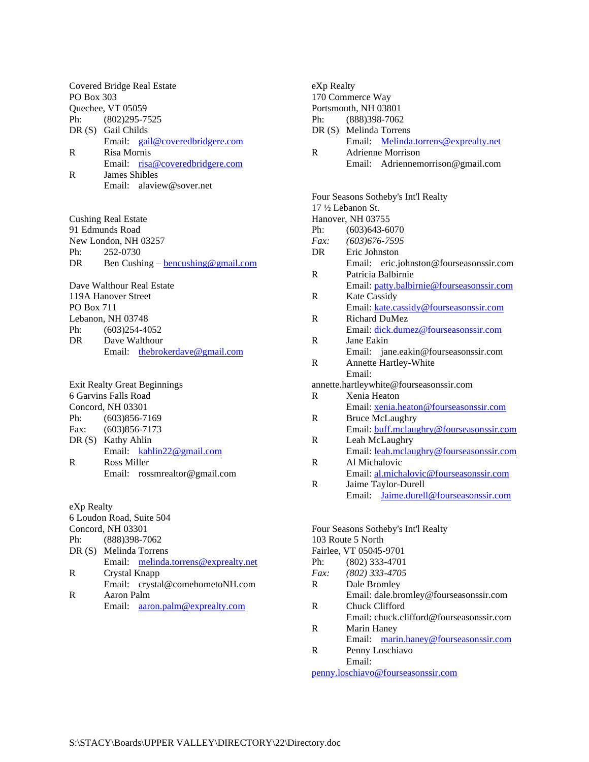Covered Bridge Real Estate
PO Box 303
Quechee, VT 05059
Ph: (802)295-7525
DR (S) Gail Childs
Email: gail@coveredbridgere.com
R Risa Mornis
Email: risa@coveredbridgere.com
R James Shibles
Email: alaview@sover.net

Cushing Real Estate
91 Edmunds Road
New London, NH 03257
Ph: 252-0730
DR Ben Cushing – bencushing@gmail.com

Dave Walthour Real Estate
119A Hanover Street
PO Box 711
Lebanon, NH 03748
Ph: (603)254-4052
DR Dave Walthour
Email: thebrokerdave@gmail.com

Exit Realty Great Beginnings
6 Garvins Falls Road
Concord, NH 03301
Ph: (603)856-7169
Fax: (603)856-7173
DR (S) Kathy Ahlin
Email: kahlin22@gmail.com
R Ross Miller
Email: rossmrealtor@gmail.com

eXp Realty
6 Loudon Road, Suite 504
Concord, NH 03301
Ph: (888)398-7062
DR (S) Melinda Torrens
Email: melinda.torrens@exprealty.net
R Crystal Knapp
Email: crystal@comehometoNH.com
R Aaron Palm
Email: aaron.palm@exprealty.com

eXp Realty
170 Commerce Way
Portsmouth, NH 03801
Ph: (888)398-7062
DR (S) Melinda Torrens
Email: Melinda.torrens@exprealty.net
R Adrienne Morrison
Email: Adriennemorrison@gmail.com

Four Seasons Sotheby's Int'l Realty
17 ½ Lebanon St.
Hanover, NH 03755
Ph: (603)643-6070
*Fax: (603)676-7595*
DR Eric Johnston
Email: eric.johnston@fourseasonssir.com
R Patricia Balbirnie
Email: patty.balbirnie@fourseasonssir.com
R Kate Cassidy
Email: kate.cassidy@fourseasonssir.com
R Richard DuMez
Email: dick.dumez@fourseasonssir.com
R Jane Eakin
Email: jane.eakin@fourseasonssir.com
R Annette Hartley-White
Email: annette.hartleywhite@fourseasonssir.com
R Xenia Heaton
Email: xenia.heaton@fourseasonssir.com
R Bruce McLaughry
Email: buff.mclaughry@fourseasonssir.com
R Leah McLaughry
Email: leah.mclaughry@fourseasonssir.com
R Al Michalovic
Email: al.michalovic@fourseasonssir.com
R Jaime Taylor-Durell
Email: Jaime.durell@fourseasonssir.com

Four Seasons Sotheby's Int'l Realty
103 Route 5 North
Fairlee, VT 05045-9701
Ph: (802) 333-4701
*Fax: (802) 333-4705*
R Dale Bromley
Email: dale.bromley@fourseasonssir.com
R Chuck Clifford
Email: chuck.clifford@fourseasonssir.com
R Marin Haney
Email: marin.haney@fourseasonssir.com
R Penny Loschiavo
Email: penny.loschiavo@fourseasonssir.com

S:\STACY\Boards\UPPER VALLEY\DIRECTORY\22\Directory.doc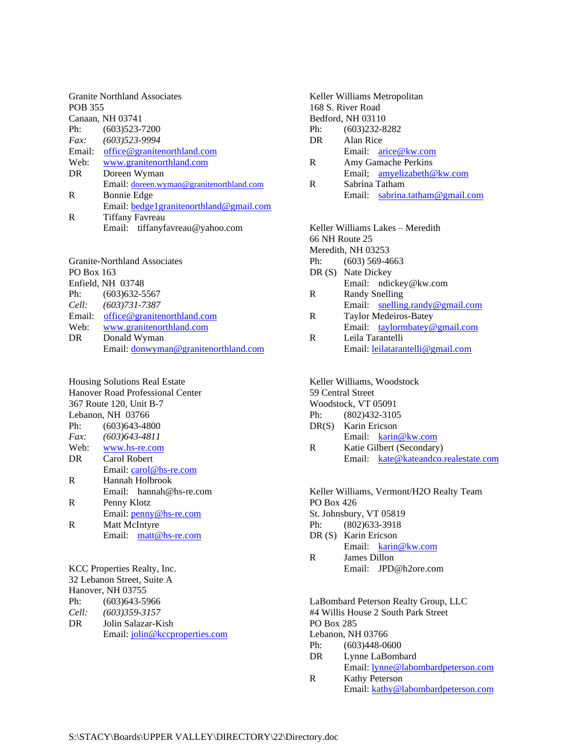Granite Northland Associates
POB 355
Canaan, NH 03741
Ph: (603)523-7200
*Fax: (603)523-9994*
Email: office@granitenorthland.com
Web: www.granitenorthland.com
DR Doreen Wyman
Email: doreen.wyman@granitenorthland.com
R Bonnie Edge
Email: bedge1granitenorthland@gmail.com
R Tiffany Favreau
Email: tiffanyfavreau@yahoo.com

Granite-Northland Associates
PO Box 163
Enfield, NH 03748
Ph: (603)632-5567
*Cell: (603)731-7387*
Email: office@granitenorthland.com
Web: www.granitenorthland.com
DR Donald Wyman
Email: donwyman@granitenorthland.com

Housing Solutions Real Estate
Hanover Road Professional Center
367 Route 120, Unit B-7
Lebanon, NH 03766
Ph: (603)643-4800
*Fax: (603)643-4811*
Web: www.hs-re.com
DR Carol Robert
Email: carol@hs-re.com
R Hannah Holbrook
Email: hannah@hs-re.com
R Penny Klotz
Email: penny@hs-re.com
R Matt McIntyre
Email: matt@hs-re.com

KCC Properties Realty, Inc.
32 Lebanon Street, Suite A
Hanover, NH 03755
Ph: (603)643-5966
*Cell: (603)359-3157*
DR Jolin Salazar-Kish
Email: jolin@kccproperties.com

Keller Williams Metropolitan
168 S. River Road
Bedford, NH 03110
Ph: (603)232-8282
DR Alan Rice
Email: arice@kw.com
R Amy Gamache Perkins
Email; amyelizabeth@kw.com
R Sabrina Tatham
Email: sabrina.tatham@gmail.com

Keller Williams Lakes – Meredith
66 NH Route 25
Meredith, NH 03253
Ph: (603) 569-4663
DR (S) Nate Dickey
Email: ndickey@kw.com
R Randy Snelling
Email: snelling.randy@gmail.com
R Taylor Medeiros-Batey
Email: taylormbatey@gmail.com
R Leila Tarantelli
Email: leilatarantelli@gmail.com

Keller Williams, Woodstock
59 Central Street
Woodstock, VT 05091
Ph: (802)432-3105
DR(S) Karin Ericson
Email: karin@kw.com
R Katie Gilbert (Secondary)
Email: kate@kateandco.realestate.com

Keller Williams, Vermont/H2O Realty Team
PO Box 426
St. Johnsbury, VT 05819
Ph: (802)633-3918
DR (S) Karin Ericson
Email: karin@kw.com
R James Dillon
Email: JPD@h2ore.com

LaBombard Peterson Realty Group, LLC
#4 Willis House 2 South Park Street
PO Box 285
Lebanon, NH 03766
Ph: (603)448-0600
DR Lynne LaBombard
Email: lynne@labombardpeterson.com
R Kathy Peterson
Email: kathy@labombardpeterson.com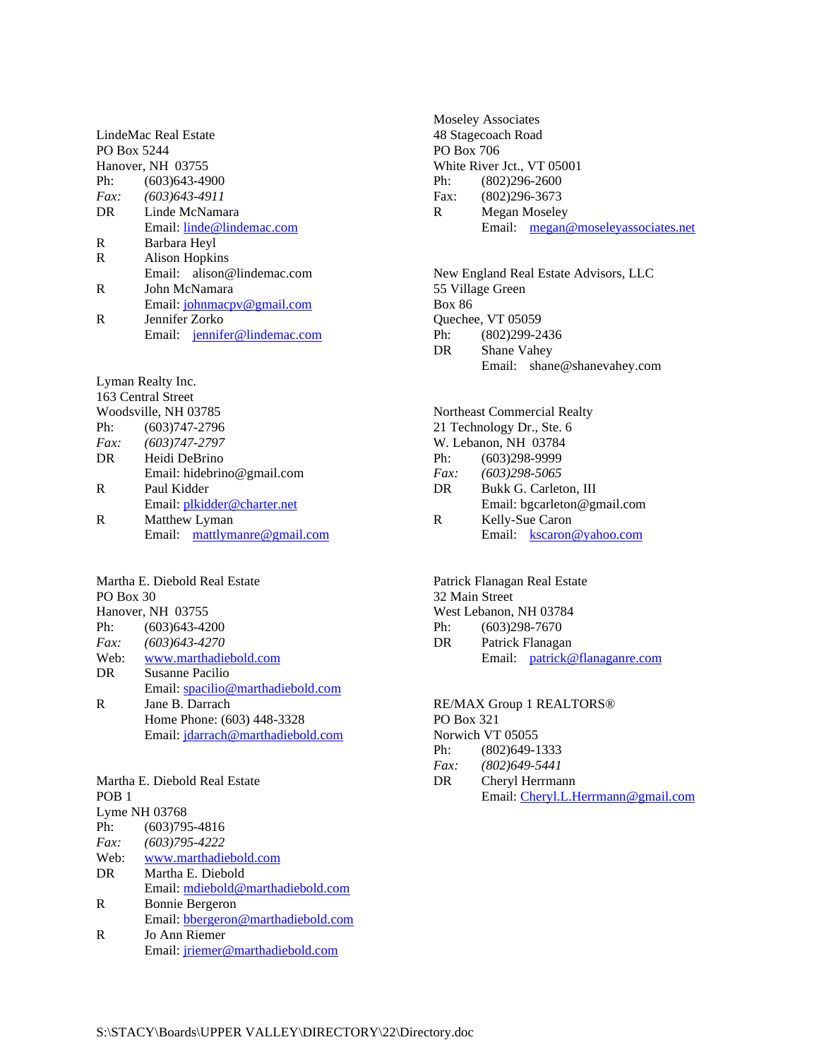LindeMac Real Estate
PO Box 5244
Hanover, NH 03755
Ph: (603)643-4900
*Fax: (603)643-4911*
DR Linde McNamara
Email: linde@lindemac.com
R Barbara Heyl
R Alison Hopkins
Email: alison@lindemac.com
R John McNamara
Email: johnmacpv@gmail.com
R Jennifer Zorko
Email: jennifer@lindemac.com

Lyman Realty Inc.
163 Central Street
Woodsville, NH 03785
Ph: (603)747-2796
*Fax: (603)747-2797*
DR Heidi DeBrino
Email: hidebrino@gmail.com
R Paul Kidder
Email: plkidder@charter.net
R Matthew Lyman
Email: mattlymanre@gmail.com

Martha E. Diebold Real Estate
PO Box 30
Hanover, NH 03755
Ph: (603)643-4200
*Fax: (603)643-4270*
Web: www.marthadiebold.com
DR Susanne Pacilio
Email: spacilio@marthadiebold.com
R Jane B. Darrach
Home Phone: (603) 448-3328
Email: jdarrach@marthadiebold.com

Martha E. Diebold Real Estate
POB 1
Lyme NH 03768
Ph: (603)795-4816
*Fax: (603)795-4222*
Web: www.marthadiebold.com
DR Martha E. Diebold
Email: mdiebold@marthadiebold.com
R Bonnie Bergeron
Email: bbergeron@marthadiebold.com
R Jo Ann Riemer
Email: jriemer@marthadiebold.com

Moseley Associates
48 Stagecoach Road
PO Box 706
White River Jct., VT 05001
Ph: (802)296-2600
Fax: (802)296-3673
R Megan Moseley
Email: megan@moseleyassociates.net

New England Real Estate Advisors, LLC
55 Village Green
Box 86
Quechee, VT 05059
Ph: (802)299-2436
DR Shane Vahey
Email: shane@shanevahey.com

Northeast Commercial Realty
21 Technology Dr., Ste. 6
W. Lebanon, NH 03784
Ph: (603)298-9999
*Fax: (603)298-5065*
DR Bukk G. Carleton, III
Email: bgcarleton@gmail.com
R Kelly-Sue Caron
Email: kscaron@yahoo.com

Patrick Flanagan Real Estate
32 Main Street
West Lebanon, NH 03784
Ph: (603)298-7670
DR Patrick Flanagan
Email: patrick@flanaganre.com

RE/MAX Group 1 REALTORS®
PO Box 321
Norwich VT 05055
Ph: (802)649-1333
*Fax: (802)649-5441*
DR Cheryl Herrmann
Email: Cheryl.L.Herrmann@gmail.com

S:\STACY\Boards\UPPER VALLEY\DIRECTORY\22\Directory.doc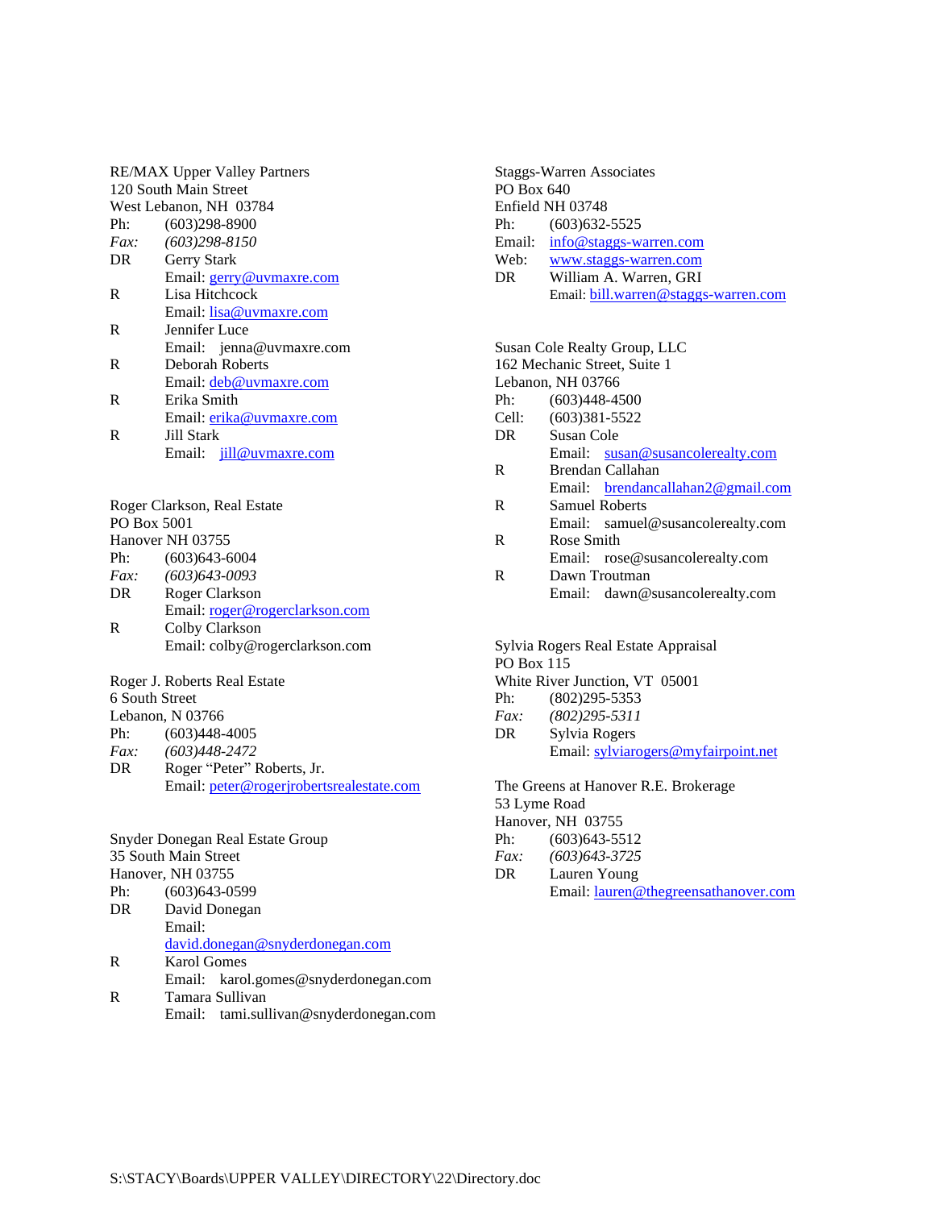RE/MAX Upper Valley Partners
120 South Main Street
West Lebanon, NH 03784
Ph: (603)298-8900
*Fax: (603)298-8150*
DR Gerry Stark
Email: gerry@uvmaxre.com
R Lisa Hitchcock
Email: lisa@uvmaxre.com
R Jennifer Luce
Email: jenna@uvmaxre.com
R Deborah Roberts
Email: deb@uvmaxre.com
R Erika Smith
Email: erika@uvmaxre.com
R Jill Stark
Email: jill@uvmaxre.com

Roger Clarkson, Real Estate
PO Box 5001
Hanover NH 03755
Ph: (603)643-6004
*Fax: (603)643-0093*
DR Roger Clarkson
Email: roger@rogerclarkson.com
R Colby Clarkson
Email: colby@rogerclarkson.com

Roger J. Roberts Real Estate
6 South Street
Lebanon, N 03766
Ph: (603)448-4005
*Fax: (603)448-2472*
DR Roger "Peter" Roberts, Jr.
Email: peter@rogerjrobertsrealestate.com

Snyder Donegan Real Estate Group
35 South Main Street
Hanover, NH 03755
Ph: (603)643-0599
DR David Donegan
Email: david.donegan@snyderdonegan.com
R Karol Gomes
Email: karol.gomes@snyderdonegan.com
R Tamara Sullivan
Email: tami.sullivan@snyderdonegan.com

Staggs-Warren Associates
PO Box 640
Enfield NH 03748
Ph: (603)632-5525
Email: info@staggs-warren.com
Web: www.staggs-warren.com
DR William A. Warren, GRI
Email: bill.warren@staggs-warren.com

Susan Cole Realty Group, LLC
162 Mechanic Street, Suite 1
Lebanon, NH 03766
Ph: (603)448-4500
Cell: (603)381-5522
DR Susan Cole
Email: susan@susancolerealty.com
R Brendan Callahan
Email: brendancallahan2@gmail.com
R Samuel Roberts
Email: samuel@susancolerealty.com
R Rose Smith
Email: rose@susancolerealty.com
R Dawn Troutman
Email: dawn@susancolerealty.com

Sylvia Rogers Real Estate Appraisal
PO Box 115
White River Junction, VT 05001
Ph: (802)295-5353
*Fax: (802)295-5311*
DR Sylvia Rogers
Email: sylviarogers@myfairpoint.net

The Greens at Hanover R.E. Brokerage
53 Lyme Road
Hanover, NH 03755
Ph: (603)643-5512
*Fax: (603)643-3725*
DR Lauren Young
Email: lauren@thegreensathanover.com

S:\STACY\Boards\UPPER VALLEY\DIRECTORY\22\Directory.doc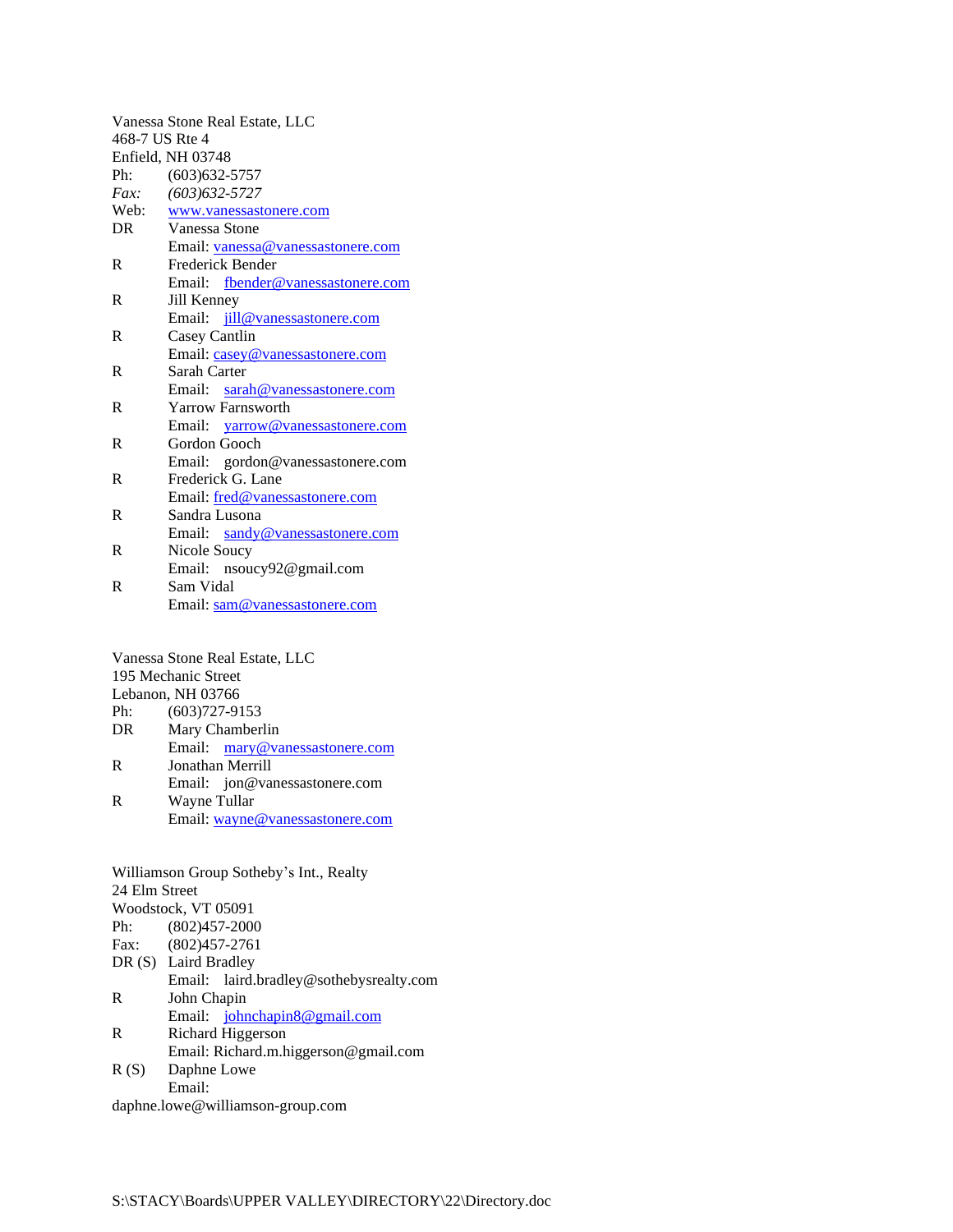Vanessa Stone Real Estate, LLC
468-7 US Rte 4
Enfield, NH 03748

Ph: (603)632-5757
*Fax: (603)632-5727*
Web: www.vanessastonere.com

DR Vanessa Stone
Email: vanessa@vanessastonere.com

R Frederick Bender
Email: fbender@vanessastonere.com

R Jill Kenney
Email: jill@vanessastonere.com

R Casey Cantlin
Email: casey@vanessastonere.com

R Sarah Carter
Email: sarah@vanessastonere.com

R Yarrow Farnsworth
Email: yarrow@vanessastonere.com

R Gordon Gooch
Email: gordon@vanessastonere.com

R Frederick G. Lane
Email: fred@vanessastonere.com

R Sandra Lusona
Email: sandy@vanessastonere.com

R Nicole Soucy
Email: nsoucy92@gmail.com

R Sam Vidal
Email: sam@vanessastonere.com

Vanessa Stone Real Estate, LLC
195 Mechanic Street
Lebanon, NH 03766

Ph: (603)727-9153

DR Mary Chamberlin
Email: mary@vanessastonere.com

R Jonathan Merrill
Email: jon@vanessastonere.com

R Wayne Tullar
Email: wayne@vanessastonere.com

Williamson Group Sotheby's Int., Realty
24 Elm Street
Woodstock, VT 05091

Ph: (802)457-2000
Fax: (802)457-2761

DR (S) Laird Bradley
Email: laird.bradley@sothebysrealty.com

R John Chapin
Email: johnchapin8@gmail.com

R Richard Higgerson
Email: Richard.m.higgerson@gmail.com

R (S) Daphne Lowe
Email: daphne.lowe@williamson-group.com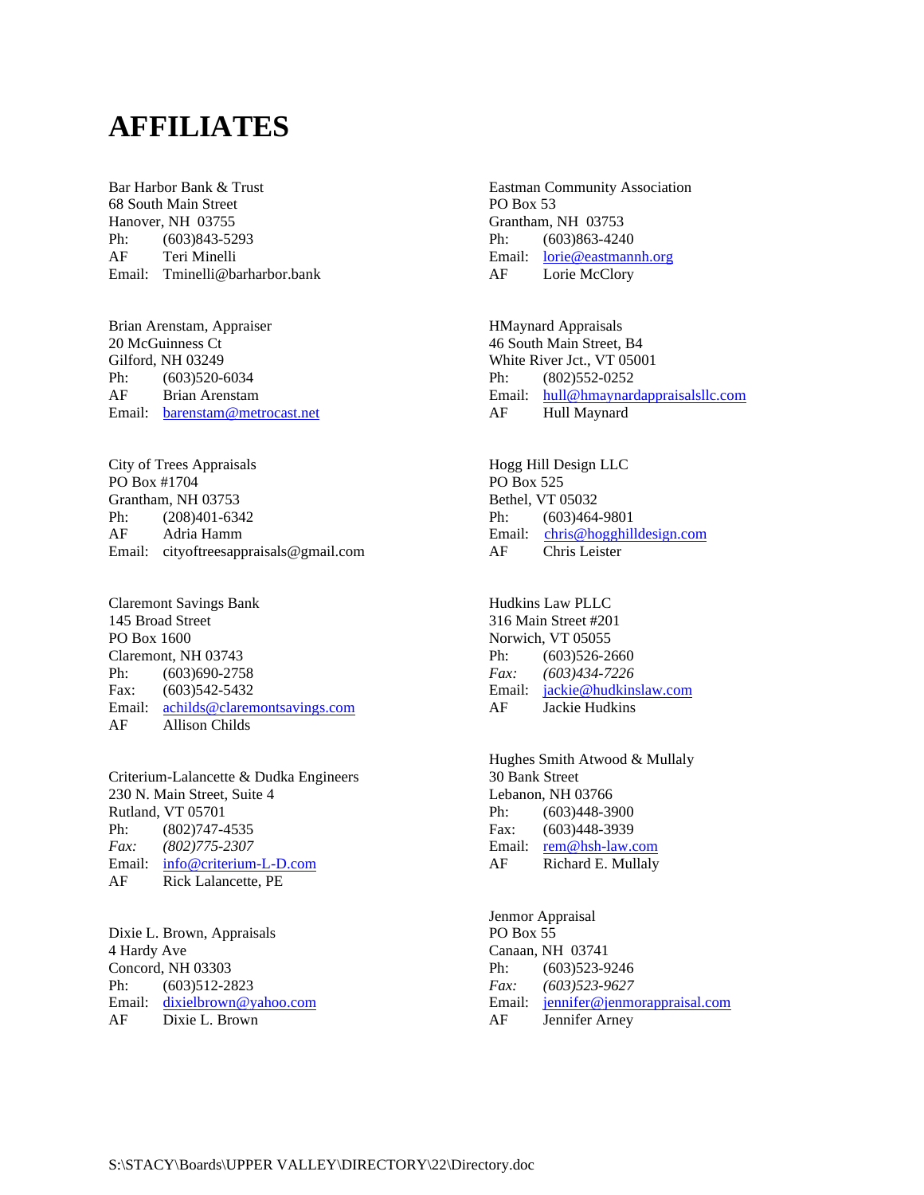# AFFILIATES

Bar Harbor Bank & Trust
68 South Main Street
Hanover, NH 03755
Ph: (603)843-5293
AF Teri Minelli
Email: Tminelli@barharbor.bank

Brian Arenstam, Appraiser
20 McGuinness Ct
Gilford, NH 03249
Ph: (603)520-6034
AF Brian Arenstam
Email: barenstam@metrocast.net

City of Trees Appraisals
PO Box #1704
Grantham, NH 03753
Ph: (208)401-6342
AF Adria Hamm
Email: cityoftreesappraisals@gmail.com

Claremont Savings Bank
145 Broad Street
PO Box 1600
Claremont, NH 03743
Ph: (603)690-2758
Fax: (603)542-5432
Email: achilds@claremontsavings.com
AF Allison Childs

Criterium-Lalancette & Dudka Engineers
230 N. Main Street, Suite 4
Rutland, VT 05701
Ph: (802)747-4535
*Fax: (802)775-2307*
Email: info@criterium-L-D.com
AF Rick Lalancette, PE

Dixie L. Brown, Appraisals
4 Hardy Ave
Concord, NH 03303
Ph: (603)512-2823
Email: dixielbrown@yahoo.com
AF Dixie L. Brown

Eastman Community Association
PO Box 53
Grantham, NH 03753
Ph: (603)863-4240
Email: lorie@eastmannh.org
AF Lorie McClory

HMaynard Appraisals
46 South Main Street, B4
White River Jct., VT 05001
Ph: (802)552-0252
Email: hull@hmaynardappraisalsllc.com
AF Hull Maynard

Hogg Hill Design LLC
PO Box 525
Bethel, VT 05032
Ph: (603)464-9801
Email: chris@hogghilldesign.com
AF Chris Leister

Hudkins Law PLLC
316 Main Street #201
Norwich, VT 05055
Ph: (603)526-2660
*Fax: (603)434-7226*
Email: jackie@hudkinslaw.com
AF Jackie Hudkins

Hughes Smith Atwood & Mullaly
30 Bank Street
Lebanon, NH 03766
Ph: (603)448-3900
Fax: (603)448-3939
Email: rem@hsh-law.com
AF Richard E. Mullaly

Jenmor Appraisal
PO Box 55
Canaan, NH 03741
Ph: (603)523-9246
*Fax: (603)523-9627*
Email: jennifer@jenmorappraisal.com
AF Jennifer Arney

S:\STACY\Boards\UPPER VALLEY\DIRECTORY\22\Directory.doc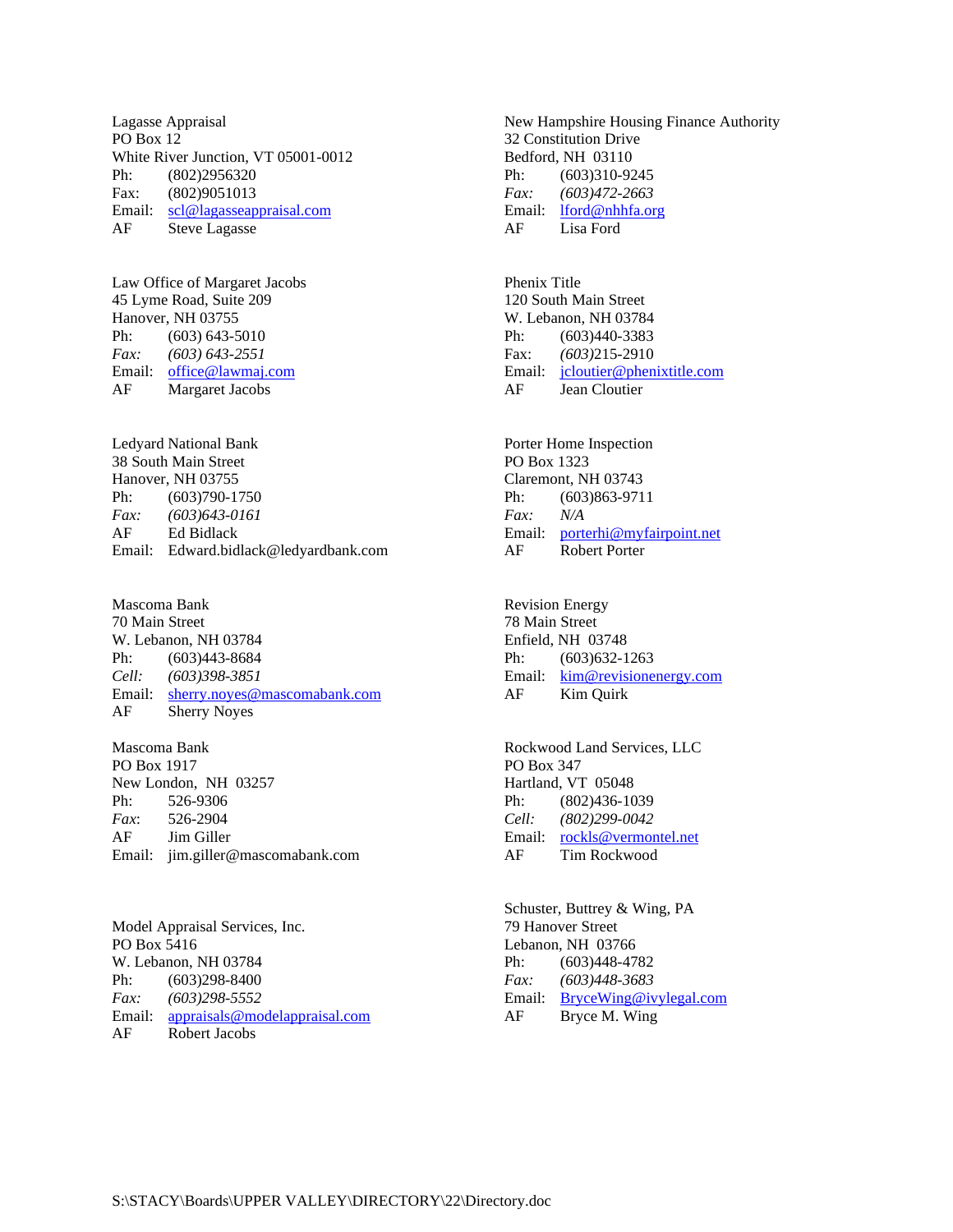Lagasse Appraisal
PO Box 12
White River Junction, VT 05001-0012
Ph: (802)2956320
Fax: (802)9051013
Email: scl@lagasseappraisal.com
AF Steve Lagasse

Law Office of Margaret Jacobs
45 Lyme Road, Suite 209
Hanover, NH 03755
Ph: (603) 643-5010
*Fax: (603) 643-2551*
Email: office@lawmaj.com
AF Margaret Jacobs

Ledyard National Bank
38 South Main Street
Hanover, NH 03755
Ph: (603)790-1750
*Fax: (603)643-0161*
AF Ed Bidlack
Email: Edward.bidlack@ledyardbank.com

Mascoma Bank
70 Main Street
W. Lebanon, NH 03784
Ph: (603)443-8684
*Cell: (603)398-3851*
Email: sherry.noyes@mascomabank.com
AF Sherry Noyes

Mascoma Bank
PO Box 1917
New London, NH 03257
Ph: 526-9306
*Fax*: 526-2904
AF Jim Giller
Email: jim.giller@mascomabank.com

Model Appraisal Services, Inc.
PO Box 5416
W. Lebanon, NH 03784
Ph: (603)298-8400
*Fax: (603)298-5552*
Email: appraisals@modelappraisal.com
AF Robert Jacobs

New Hampshire Housing Finance Authority
32 Constitution Drive
Bedford, NH 03110
Ph: (603)310-9245
*Fax: (603)472-2663*
Email: lford@nhhfa.org
AF Lisa Ford

Phenix Title
120 South Main Street
W. Lebanon, NH 03784
Ph: (603)440-3383
Fax: *(603)*215-2910
Email: jcloutier@phenixtitle.com
AF Jean Cloutier

Porter Home Inspection
PO Box 1323
Claremont, NH 03743
Ph: (603)863-9711
*Fax: N/A*
Email: porterhi@myfairpoint.net
AF Robert Porter

Revision Energy
78 Main Street
Enfield, NH 03748
Ph: (603)632-1263
Email: kim@revisionenergy.com
AF Kim Quirk

Rockwood Land Services, LLC
PO Box 347
Hartland, VT 05048
Ph: (802)436-1039
*Cell: (802)299-0042*
Email: rockls@vermontel.net
AF Tim Rockwood

Schuster, Buttrey & Wing, PA
79 Hanover Street
Lebanon, NH 03766
Ph: (603)448-4782
*Fax: (603)448-3683*
Email: BryceWing@ivylegal.com
AF Bryce M. Wing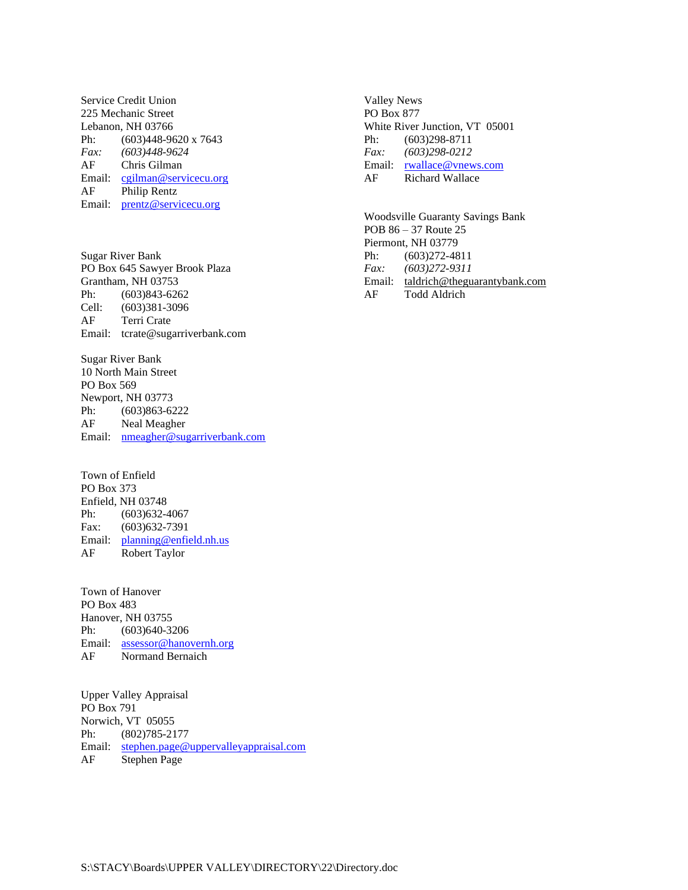Service Credit Union
225 Mechanic Street
Lebanon, NH 03766
Ph: (603)448-9620 x 7643
*Fax: (603)448-9624*
AF Chris Gilman
Email: cgilman@servicecu.org
AF Philip Rentz
Email: prentz@servicecu.org

Sugar River Bank
PO Box 645 Sawyer Brook Plaza
Grantham, NH 03753
Ph: (603)843-6262
Cell: (603)381-3096
AF Terri Crate
Email: tcrate@sugarriverbank.com

Sugar River Bank
10 North Main Street
PO Box 569
Newport, NH 03773
Ph: (603)863-6222
AF Neal Meagher
Email: nmeagher@sugarriverbank.com

Town of Enfield
PO Box 373
Enfield, NH 03748
Ph: (603)632-4067
Fax: (603)632-7391
Email: planning@enfield.nh.us
AF Robert Taylor

Town of Hanover
PO Box 483
Hanover, NH 03755
Ph: (603)640-3206
Email: assessor@hanovernh.org
AF Normand Bernaich

Upper Valley Appraisal
PO Box 791
Norwich, VT 05055
Ph: (802)785-2177
Email: stephen.page@uppervalleyappraisal.com
AF Stephen Page

Valley News
PO Box 877
White River Junction, VT 05001
Ph: (603)298-8711
*Fax: (603)298-0212*
Email: rwallace@vnews.com
AF Richard Wallace

Woodsville Guaranty Savings Bank
POB 86 – 37 Route 25
Piermont, NH 03779
Ph: (603)272-4811
*Fax: (603)272-9311*
Email: taldrich@theguarantybank.com
AF Todd Aldrich

S:\STACY\Boards\UPPER VALLEY\DIRECTORY\22\Directory.doc